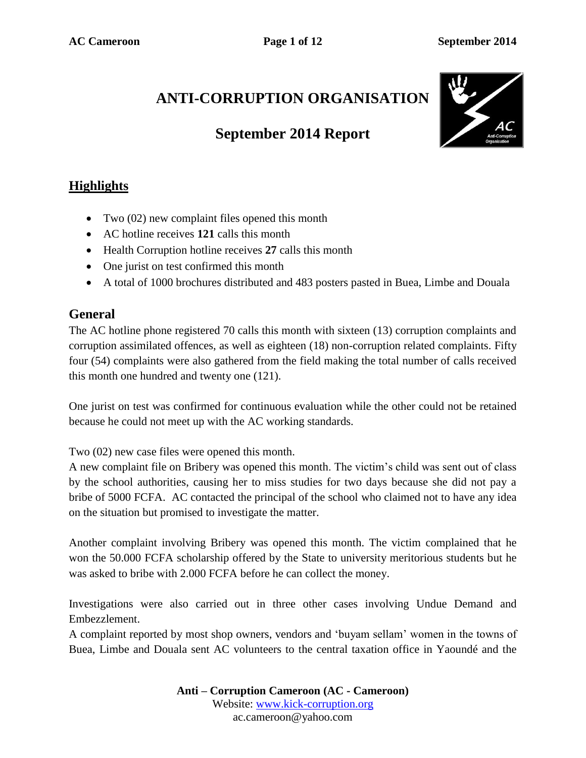# ANTI-CORRUPTION ORGANISATION

## September 2014 Report

## Highlights

- Two (02) new complaint files opened this month
- AC hotline receives **121** calls this month
- Health Corruption hotline receives **27** calls this month
- One jurist on test confirmed this month
- A total of 1000 brochures distributed and 483 posters pasted in Buea, Limbe and Douala

## General

The AC hotline phone registered 70 calls this month with sixteen (13) corruption complaints and corruption assimilated offences, as well as eighteen (18) non-corruption related complaints. Fifty four (54) complaints were also gathered from the field making the total number of calls received this month one hundred and twenty one (121).

One jurist on test was confirmed for continuous evaluation while the other could not be retained because he could not meet up with the AC working standards.

Two (02) new case files were opened this month.
A new complaint file on Bribery was opened this month. The victim's child was sent out of class by the school authorities, causing her to miss studies for two days because she did not pay a bribe of 5000 FCFA. AC contacted the principal of the school who claimed not to have any idea on the situation but promised to investigate the matter.

Another complaint involving Bribery was opened this month. The victim complained that he won the 50.000 FCFA scholarship offered by the State to university meritorious students but he was asked to bribe with 2.000 FCFA before he can collect the money.

Investigations were also carried out in three other cases involving Undue Demand and Embezzlement.
A complaint reported by most shop owners, vendors and 'buyam sellam' women in the towns of Buea, Limbe and Douala sent AC volunteers to the central taxation office in Yaoundé and the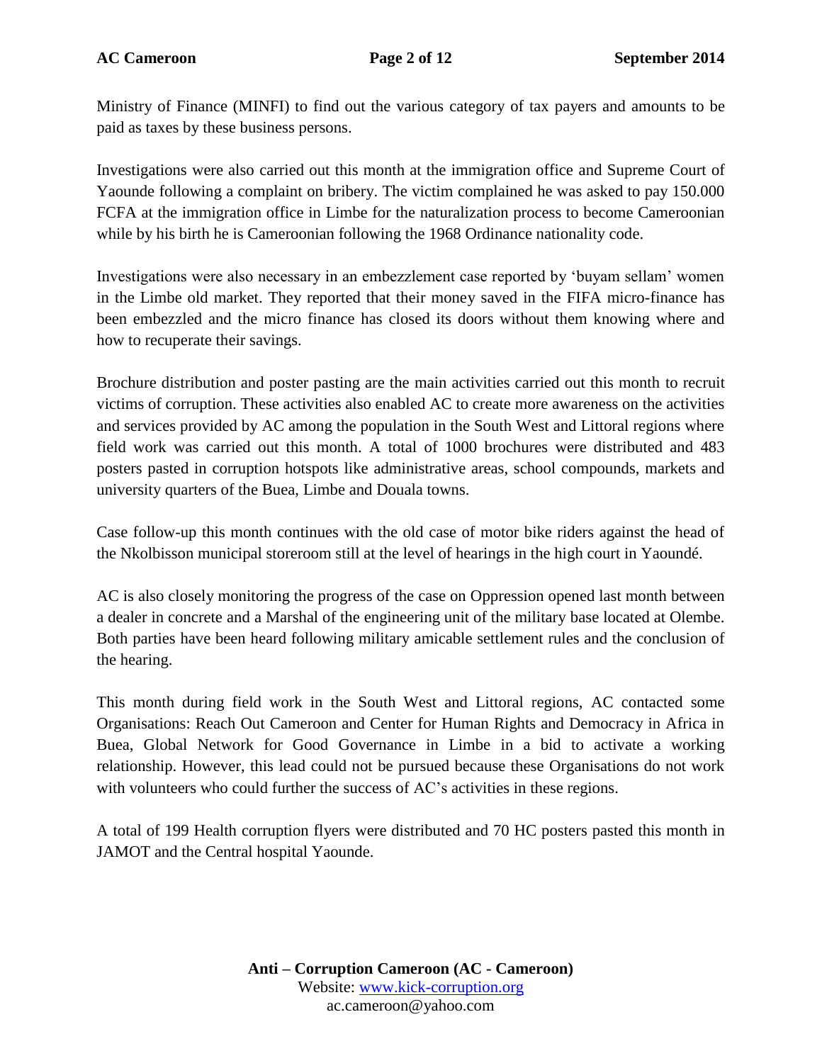Ministry of Finance (MINFI) to find out the various category of tax payers and amounts to be paid as taxes by these business persons.

Investigations were also carried out this month at the immigration office and Supreme Court of Yaounde following a complaint on bribery. The victim complained he was asked to pay 150.000 FCFA at the immigration office in Limbe for the naturalization process to become Cameroonian while by his birth he is Cameroonian following the 1968 Ordinance nationality code.

Investigations were also necessary in an embezzlement case reported by 'buyam sellam' women in the Limbe old market. They reported that their money saved in the FIFA micro-finance has been embezzled and the micro finance has closed its doors without them knowing where and how to recuperate their savings.

Brochure distribution and poster pasting are the main activities carried out this month to recruit victims of corruption. These activities also enabled AC to create more awareness on the activities and services provided by AC among the population in the South West and Littoral regions where field work was carried out this month. A total of 1000 brochures were distributed and 483 posters pasted in corruption hotspots like administrative areas, school compounds, markets and university quarters of the Buea, Limbe and Douala towns.

Case follow-up this month continues with the old case of motor bike riders against the head of the Nkolbisson municipal storeroom still at the level of hearings in the high court in Yaoundé.

AC is also closely monitoring the progress of the case on Oppression opened last month between a dealer in concrete and a Marshal of the engineering unit of the military base located at Olembe. Both parties have been heard following military amicable settlement rules and the conclusion of the hearing.

This month during field work in the South West and Littoral regions, AC contacted some Organisations: Reach Out Cameroon and Center for Human Rights and Democracy in Africa in Buea, Global Network for Good Governance in Limbe in a bid to activate a working relationship. However, this lead could not be pursued because these Organisations do not work with volunteers who could further the success of AC's activities in these regions.

A total of 199 Health corruption flyers were distributed and 70 HC posters pasted this month in JAMOT and the Central hospital Yaounde.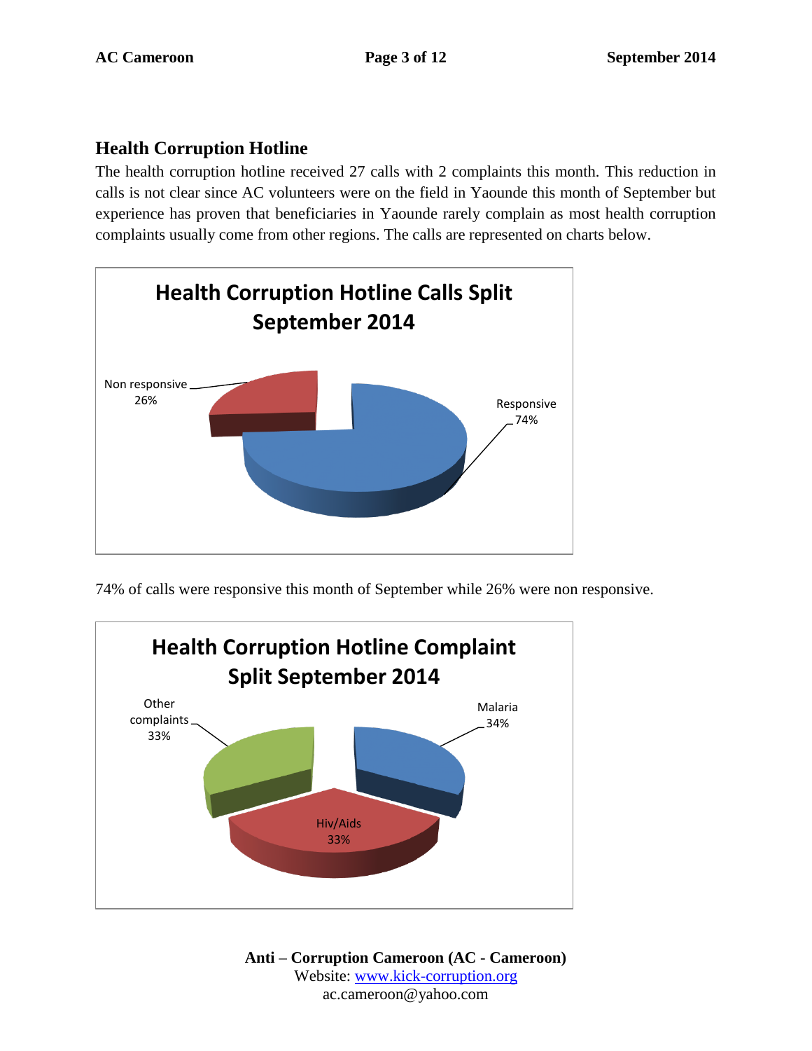## Health Corruption Hotline

The health corruption hotline received 27 calls with 2 complaints this month. This reduction in calls is not clear since AC volunteers were on the field in Yaounde this month of September but experience has proven that beneficiaries in Yaounde rarely complain as most health corruption complaints usually come from other regions. The calls are represented on charts below.

**Health Corruption Hotline Calls Split September 2014**

| Category | Percentage |
|---|---|
| Responsive | 74% |
| Non responsive | 26% |

74% of calls were responsive this month of September while 26% were non responsive.

**Health Corruption Hotline Complaint Split September 2014**

| Category | Percentage |
|---|---|
| Malaria | 34% |
| Hiv/Aids | 33% |
| Other complaints | 33% |

**Anti – Corruption Cameroon (AC - Cameroon)**
Website: www.kick-corruption.org
ac.cameroon@yahoo.com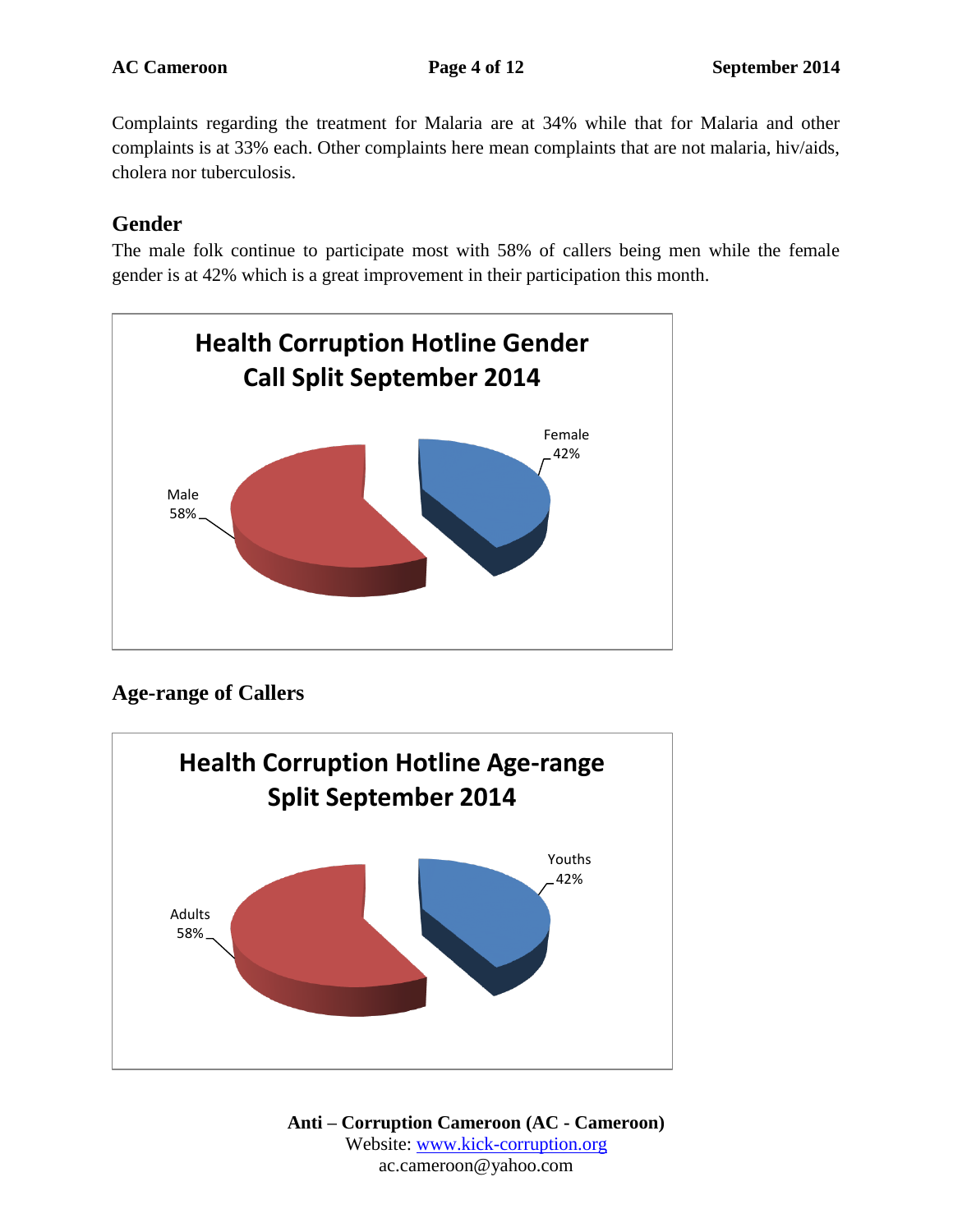Complaints regarding the treatment for Malaria are at 34% while that for Malaria and other complaints is at 33% each. Other complaints here mean complaints that are not malaria, hiv/aids, cholera nor tuberculosis.

## Gender

The male folk continue to participate most with 58% of callers being men while the female gender is at 42% which is a great improvement in their participation this month.

**Health Corruption Hotline Gender Call Split September 2014**

| Gender | Percentage |
|---|---|
| Male | 58% |
| Female | 42% |

## Age-range of Callers

**Health Corruption Hotline Age-range Split September 2014**

| Age-range | Percentage |
|---|---|
| Adults | 58% |
| Youths | 42% |

**Anti – Corruption Cameroon (AC - Cameroon)**
Website: www.kick-corruption.org
ac.cameroon@yahoo.com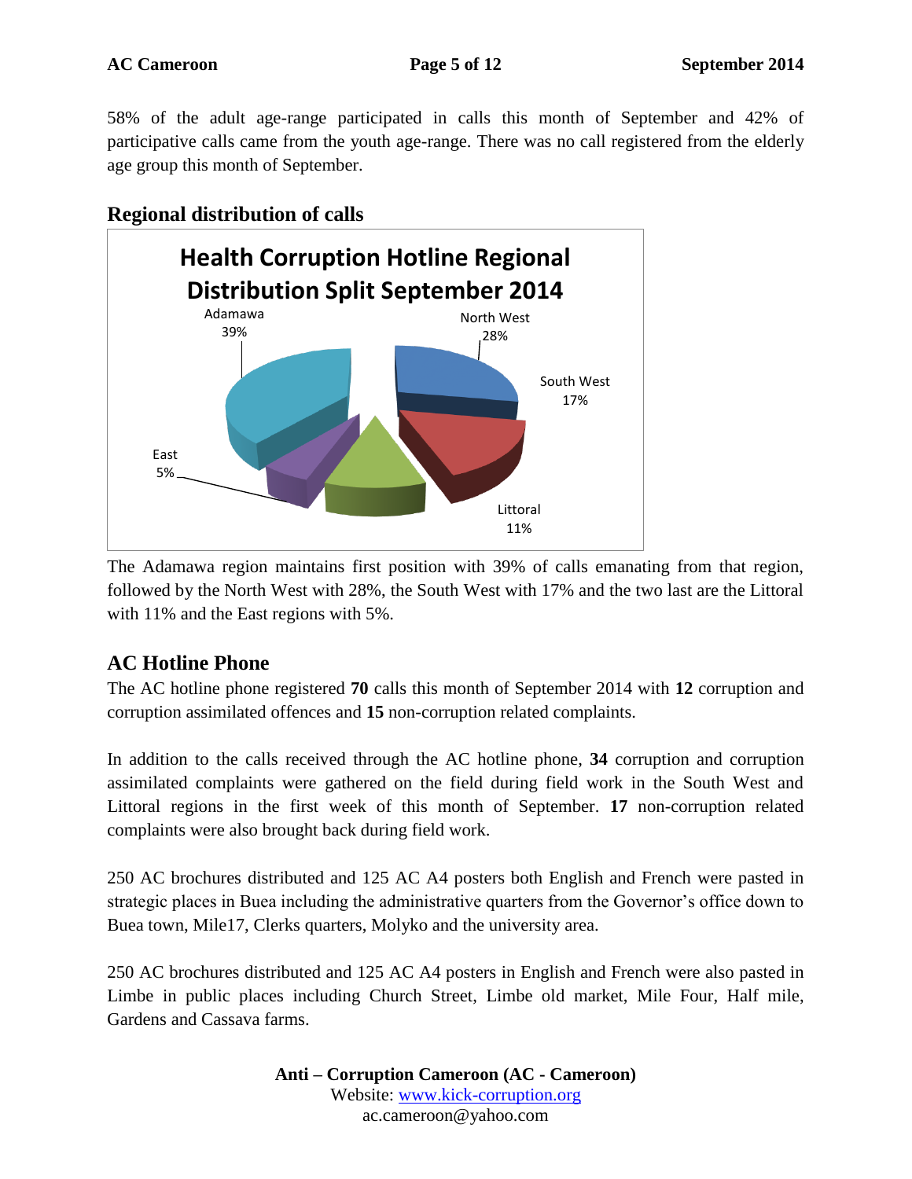58% of the adult age-range participated in calls this month of September and 42% of participative calls came from the youth age-range. There was no call registered from the elderly age group this month of September.

## Regional distribution of calls

**Health Corruption Hotline Regional Distribution Split September 2014**

Adamawa 39%
North West 28%
South West 17%
Littoral 11%
East 5%

The Adamawa region maintains first position with 39% of calls emanating from that region, followed by the North West with 28%, the South West with 17% and the two last are the Littoral with 11% and the East regions with 5%.

## AC Hotline Phone

The AC hotline phone registered **70** calls this month of September 2014 with **12** corruption and corruption assimilated offences and **15** non-corruption related complaints.

In addition to the calls received through the AC hotline phone, **34** corruption and corruption assimilated complaints were gathered on the field during field work in the South West and Littoral regions in the first week of this month of September. **17** non-corruption related complaints were also brought back during field work.

250 AC brochures distributed and 125 AC A4 posters both English and French were pasted in strategic places in Buea including the administrative quarters from the Governor's office down to Buea town, Mile17, Clerks quarters, Molyko and the university area.

250 AC brochures distributed and 125 AC A4 posters in English and French were also pasted in Limbe in public places including Church Street, Limbe old market, Mile Four, Half mile, Gardens and Cassava farms.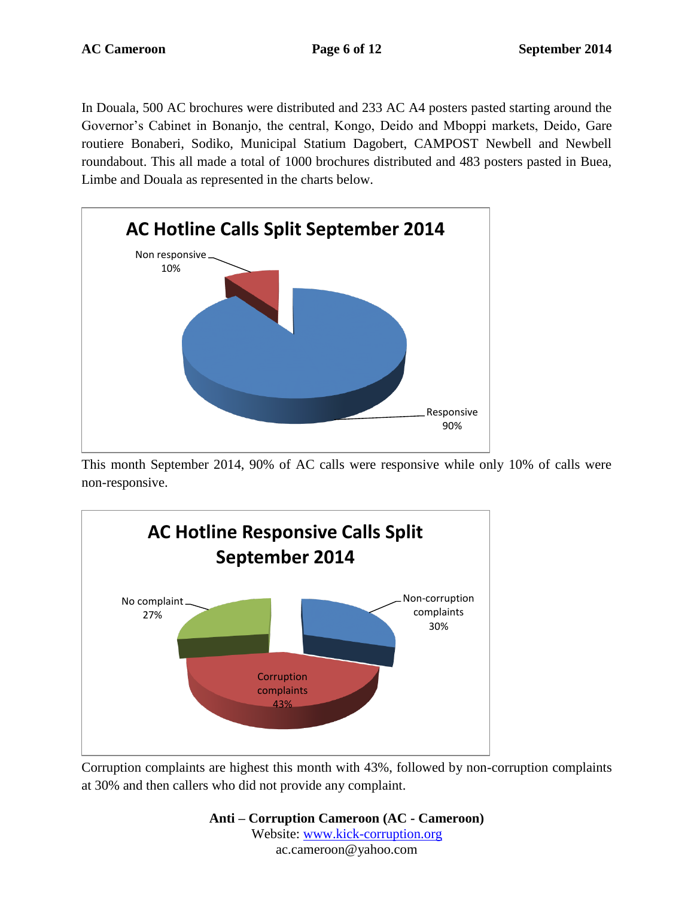In Douala, 500 AC brochures were distributed and 233 AC A4 posters pasted starting around the Governor's Cabinet in Bonanjo, the central, Kongo, Deido and Mboppi markets, Deido, Gare routiere Bonaberi, Sodiko, Municipal Statium Dagobert, CAMPOST Newbell and Newbell roundabout. This all made a total of 1000 brochures distributed and 483 posters pasted in Buea, Limbe and Douala as represented in the charts below.

**AC Hotline Calls Split September 2014**

| Category | Percentage |
|---|---|
| Non responsive | 10% |
| Responsive | 90% |

This month September 2014, 90% of AC calls were responsive while only 10% of calls were non-responsive.

**AC Hotline Responsive Calls Split September 2014**

| Category | Percentage |
|---|---|
| No complaint | 27% |
| Non-corruption complaints | 30% |
| Corruption complaints | 43% |

Corruption complaints are highest this month with 43%, followed by non-corruption complaints at 30% and then callers who did not provide any complaint.

**Anti – Corruption Cameroon (AC - Cameroon)**
Website: www.kick-corruption.org
ac.cameroon@yahoo.com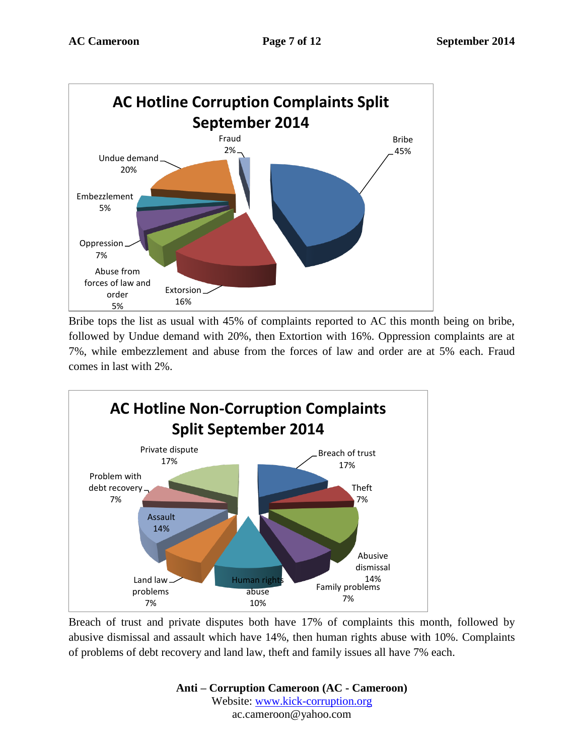## AC Hotline Corruption Complaints Split September 2014

| Category | Percentage |
| --- | --- |
| Bribe | 45% |
| Undue demand | 20% |
| Extorsion | 16% |
| Oppression | 7% |
| Embezzlement | 5% |
| Abuse from forces of law and order | 5% |
| Fraud | 2% |

Bribe tops the list as usual with 45% of complaints reported to AC this month being on bribe, followed by Undue demand with 20%, then Extortion with 16%. Oppression complaints are at 7%, while embezzlement and abuse from the forces of law and order are at 5% each. Fraud comes in last with 2%.

## AC Hotline Non-Corruption Complaints Split September 2014

| Category | Percentage |
| --- | --- |
| Breach of trust | 17% |
| Private dispute | 17% |
| Abusive dismissal | 14% |
| Assault | 14% |
| Human rights abuse | 10% |
| Theft | 7% |
| Family problems | 7% |
| Land law problems | 7% |
| Problem with debt recovery | 7% |

Breach of trust and private disputes both have 17% of complaints this month, followed by abusive dismissal and assault which have 14%, then human rights abuse with 10%. Complaints of problems of debt recovery and land law, theft and family issues all have 7% each.

**Anti – Corruption Cameroon (AC - Cameroon)**
Website: [www.kick-corruption.org](http://www.kick-corruption.org)
ac.cameroon@yahoo.com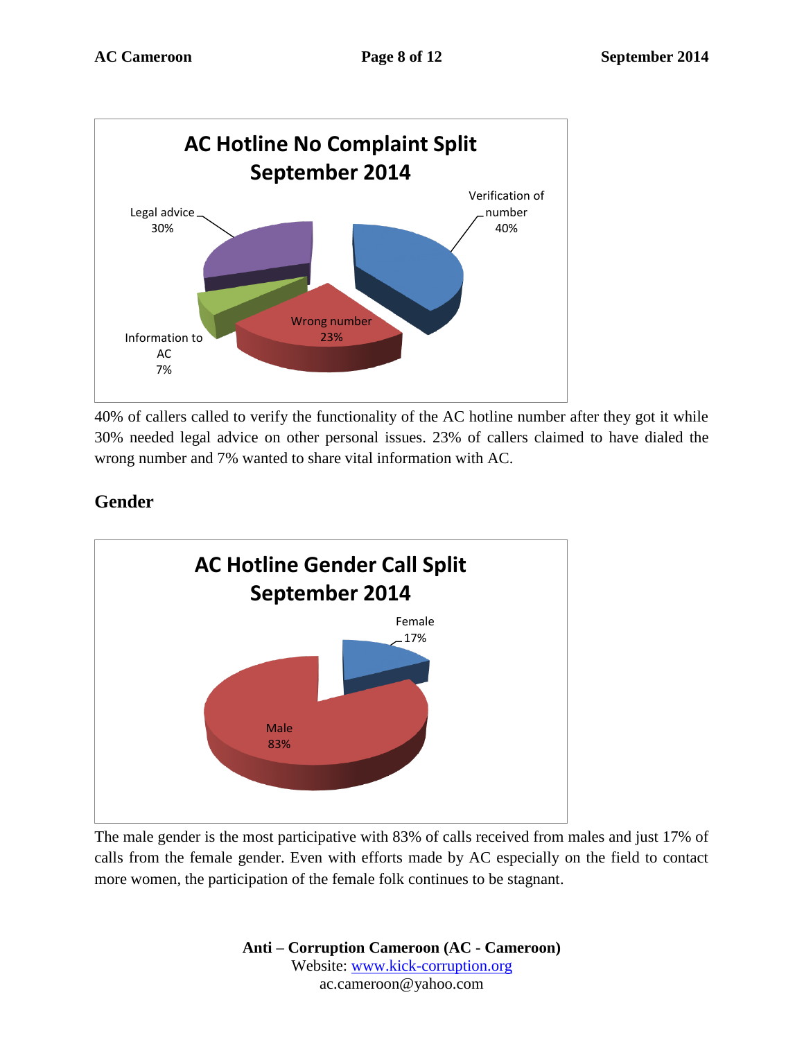**AC Hotline No Complaint Split September 2014**

| Category | Percentage |
| --- | --- |
| Verification of number | 40% |
| Legal advice | 30% |
| Wrong number | 23% |
| Information to AC | 7% |

40% of callers called to verify the functionality of the AC hotline number after they got it while 30% needed legal advice on other personal issues. 23% of callers claimed to have dialed the wrong number and 7% wanted to share vital information with AC.

## Gender

**AC Hotline Gender Call Split September 2014**

| Gender | Percentage |
| --- | --- |
| Female | 17% |
| Male | 83% |

The male gender is the most participative with 83% of calls received from males and just 17% of calls from the female gender. Even with efforts made by AC especially on the field to contact more women, the participation of the female folk continues to be stagnant.

**Anti – Corruption Cameroon (AC - Cameroon)**
Website: www.kick-corruption.org
ac.cameroon@yahoo.com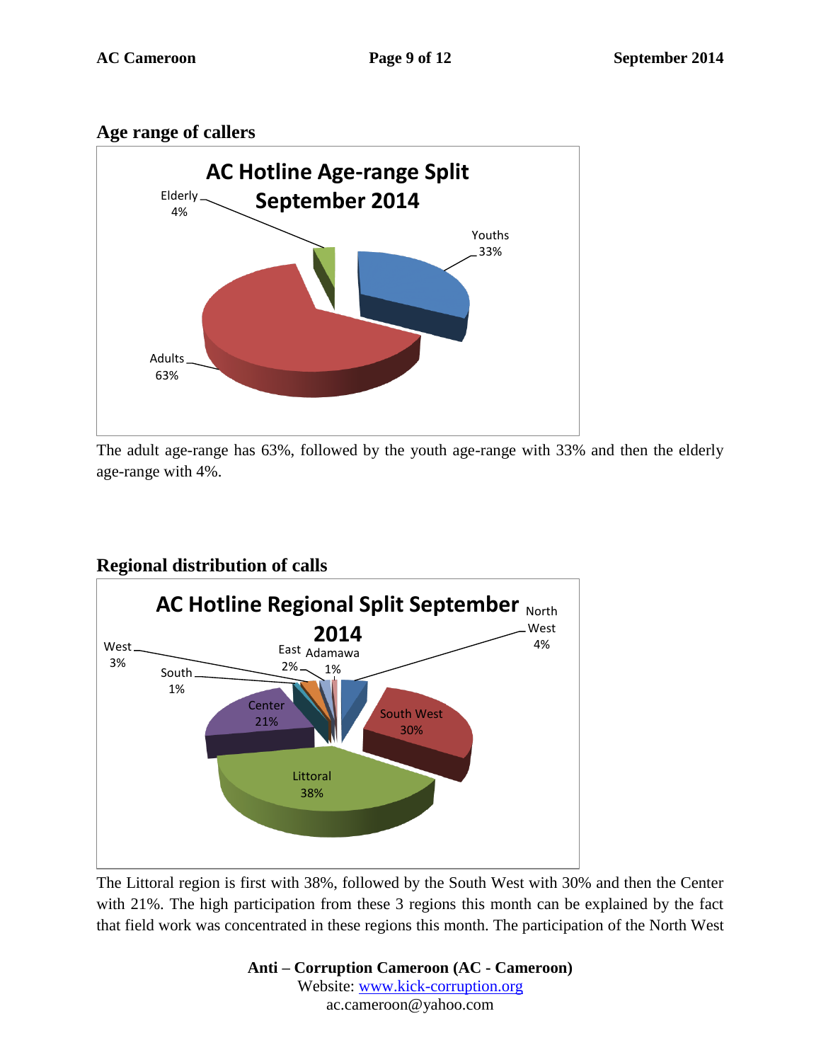## Age range of callers

**AC Hotline Age-range Split September 2014**

Elderly 4%

Youths 33%

Adults 63%

The adult age-range has 63%, followed by the youth age-range with 33% and then the elderly age-range with 4%.

## Regional distribution of calls

**AC Hotline Regional Split September 2014**

North West 4%

West 3%

East 2%

Adamawa 1%

South 1%

Center 21%

South West 30%

Littoral 38%

The Littoral region is first with 38%, followed by the South West with 30% and then the Center with 21%. The high participation from these 3 regions this month can be explained by the fact that field work was concentrated in these regions this month. The participation of the North West

**Anti – Corruption Cameroon (AC - Cameroon)**
Website: www.kick-corruption.org
ac.cameroon@yahoo.com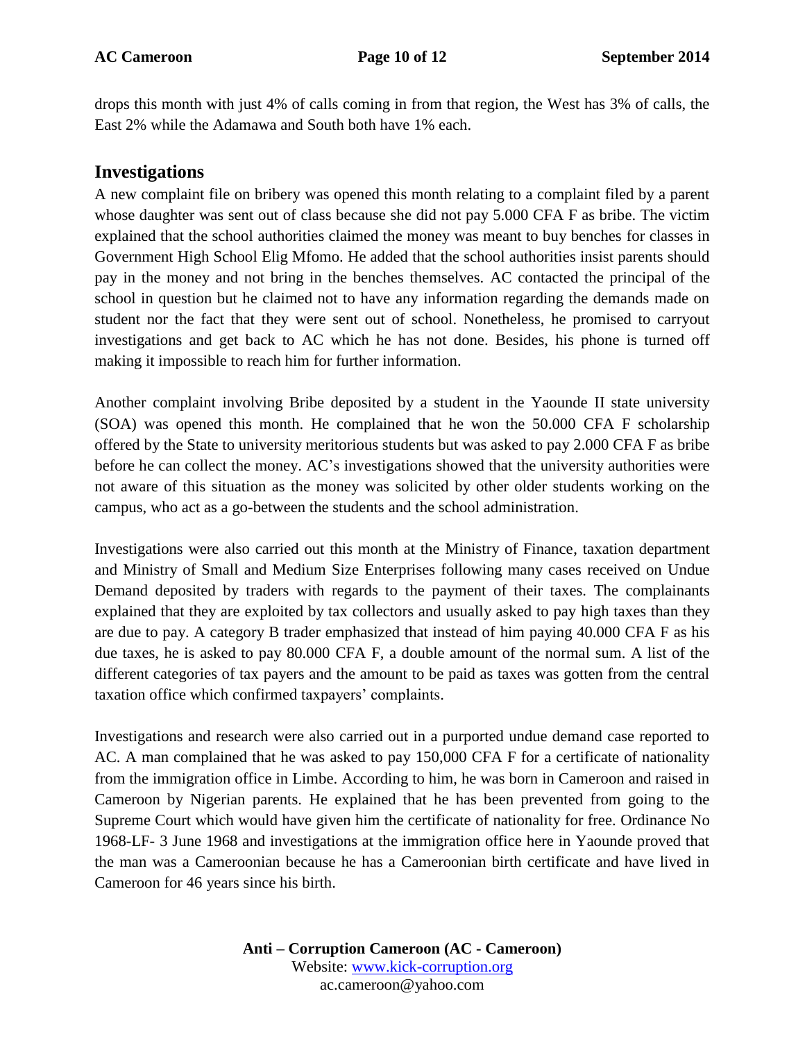drops this month with just 4% of calls coming in from that region, the West has 3% of calls, the East 2% while the Adamawa and South both have 1% each.

## Investigations

A new complaint file on bribery was opened this month relating to a complaint filed by a parent whose daughter was sent out of class because she did not pay 5.000 CFA F as bribe. The victim explained that the school authorities claimed the money was meant to buy benches for classes in Government High School Elig Mfomo. He added that the school authorities insist parents should pay in the money and not bring in the benches themselves. AC contacted the principal of the school in question but he claimed not to have any information regarding the demands made on student nor the fact that they were sent out of school. Nonetheless, he promised to carryout investigations and get back to AC which he has not done. Besides, his phone is turned off making it impossible to reach him for further information.

Another complaint involving Bribe deposited by a student in the Yaounde II state university (SOA) was opened this month. He complained that he won the 50.000 CFA F scholarship offered by the State to university meritorious students but was asked to pay 2.000 CFA F as bribe before he can collect the money. AC's investigations showed that the university authorities were not aware of this situation as the money was solicited by other older students working on the campus, who act as a go-between the students and the school administration.

Investigations were also carried out this month at the Ministry of Finance, taxation department and Ministry of Small and Medium Size Enterprises following many cases received on Undue Demand deposited by traders with regards to the payment of their taxes. The complainants explained that they are exploited by tax collectors and usually asked to pay high taxes than they are due to pay. A category B trader emphasized that instead of him paying 40.000 CFA F as his due taxes, he is asked to pay 80.000 CFA F, a double amount of the normal sum. A list of the different categories of tax payers and the amount to be paid as taxes was gotten from the central taxation office which confirmed taxpayers' complaints.

Investigations and research were also carried out in a purported undue demand case reported to AC. A man complained that he was asked to pay 150,000 CFA F for a certificate of nationality from the immigration office in Limbe. According to him, he was born in Cameroon and raised in Cameroon by Nigerian parents. He explained that he has been prevented from going to the Supreme Court which would have given him the certificate of nationality for free. Ordinance No 1968-LF- 3 June 1968 and investigations at the immigration office here in Yaounde proved that the man was a Cameroonian because he has a Cameroonian birth certificate and have lived in Cameroon for 46 years since his birth.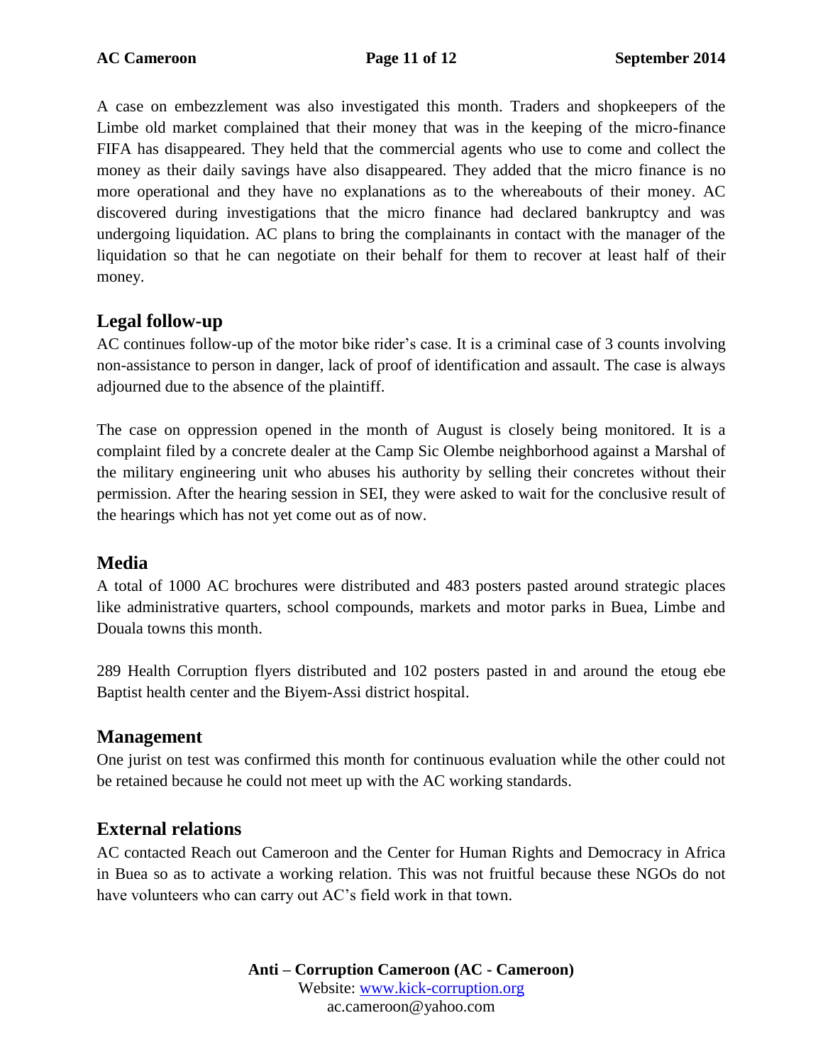A case on embezzlement was also investigated this month. Traders and shopkeepers of the Limbe old market complained that their money that was in the keeping of the micro-finance FIFA has disappeared. They held that the commercial agents who use to come and collect the money as their daily savings have also disappeared. They added that the micro finance is no more operational and they have no explanations as to the whereabouts of their money. AC discovered during investigations that the micro finance had declared bankruptcy and was undergoing liquidation. AC plans to bring the complainants in contact with the manager of the liquidation so that he can negotiate on their behalf for them to recover at least half of their money.

## Legal follow-up

AC continues follow-up of the motor bike rider's case. It is a criminal case of 3 counts involving non-assistance to person in danger, lack of proof of identification and assault. The case is always adjourned due to the absence of the plaintiff.

The case on oppression opened in the month of August is closely being monitored. It is a complaint filed by a concrete dealer at the Camp Sic Olembe neighborhood against a Marshal of the military engineering unit who abuses his authority by selling their concretes without their permission. After the hearing session in SEI, they were asked to wait for the conclusive result of the hearings which has not yet come out as of now.

## Media

A total of 1000 AC brochures were distributed and 483 posters pasted around strategic places like administrative quarters, school compounds, markets and motor parks in Buea, Limbe and Douala towns this month.

289 Health Corruption flyers distributed and 102 posters pasted in and around the etoug ebe Baptist health center and the Biyem-Assi district hospital.

## Management

One jurist on test was confirmed this month for continuous evaluation while the other could not be retained because he could not meet up with the AC working standards.

## External relations

AC contacted Reach out Cameroon and the Center for Human Rights and Democracy in Africa in Buea so as to activate a working relation. This was not fruitful because these NGOs do not have volunteers who can carry out AC's field work in that town.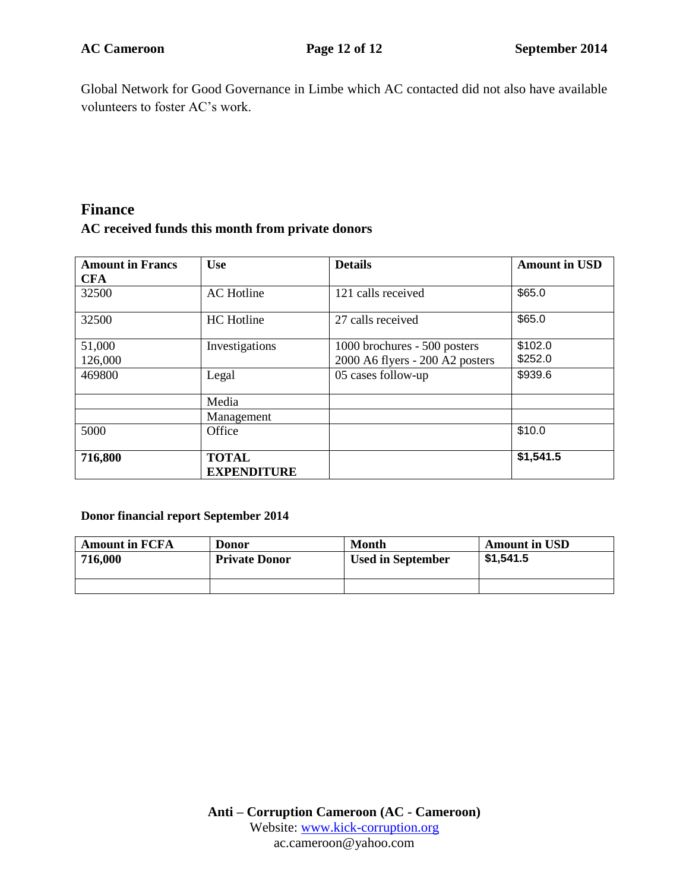Global Network for Good Governance in Limbe which AC contacted did not also have available volunteers to foster AC's work.

## Finance

**AC received funds this month from private donors**

| Amount in Francs CFA | Use | Details | Amount in USD |
|---|---|---|---|
| 32500 | AC Hotline | 121 calls received | $65.0 |
| 32500 | HC Hotline | 27 calls received | $65.0 |
| 51,000<br>126,000 | Investigations | 1000 brochures - 500 posters<br>2000 A6 flyers - 200 A2 posters | $102.0<br>$252.0 |
| 469800 | Legal | 05 cases follow-up | $939.6 |
| | Media | | |
| | Management | | |
| 5000 | Office | | $10.0 |
| **716,800** | **TOTAL EXPENDITURE** | | **$1,541.5** |

**Donor financial report September 2014**

| Amount in FCFA | Donor | Month | Amount in USD |
|---|---|---|---|
| **716,000** | **Private Donor** | **Used in September** | **$1,541.5** |
| | | | |

**Anti – Corruption Cameroon (AC - Cameroon)**
Website: www.kick-corruption.org
ac.cameroon@yahoo.com